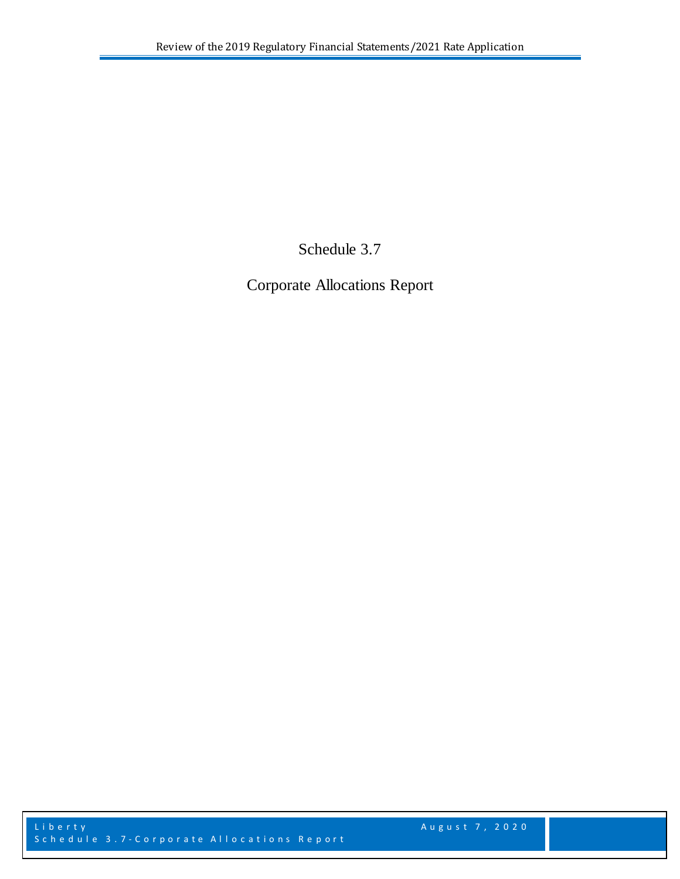# Schedule 3.7

# Corporate Allocations Report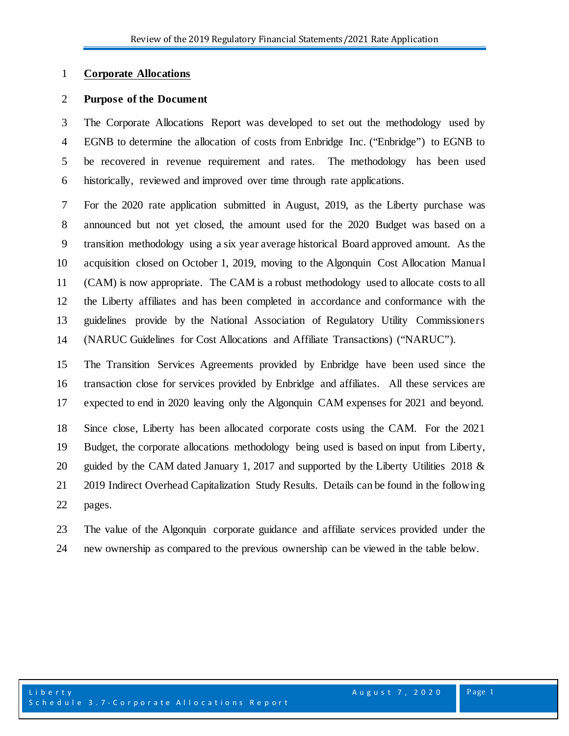## Corporate Allocations

### Purpose of the Document

The Corporate Allocations Report was developed to set out the methodology used by EGNB to determine the allocation of costs from Enbridge Inc. ("Enbridge") to EGNB to be recovered in revenue requirement and rates. The methodology has been used historically, reviewed and improved over time through rate applications.

For the 2020 rate application submitted in August, 2019, as the Liberty purchase was announced but not yet closed, the amount used for the 2020 Budget was based on a transition methodology using a six year average historical Board approved amount. As the acquisition closed on October 1, 2019, moving to the Algonquin Cost Allocation Manual (CAM) is now appropriate. The CAM is a robust methodology used to allocate costs to all the Liberty affiliates and has been completed in accordance and conformance with the guidelines provide by the National Association of Regulatory Utility Commissioners (NARUC Guidelines for Cost Allocations and Affiliate Transactions) ("NARUC").

The Transition Services Agreements provided by Enbridge have been used since the transaction close for services provided by Enbridge and affiliates. All these services are expected to end in 2020 leaving only the Algonquin CAM expenses for 2021 and beyond.

Since close, Liberty has been allocated corporate costs using the CAM. For the 2021 Budget, the corporate allocations methodology being used is based on input from Liberty, guided by the CAM dated January 1, 2017 and supported by the Liberty Utilities 2018 & 2019 Indirect Overhead Capitalization Study Results. Details can be found in the following pages.

The value of the Algonquin corporate guidance and affiliate services provided under the new ownership as compared to the previous ownership can be viewed in the table below.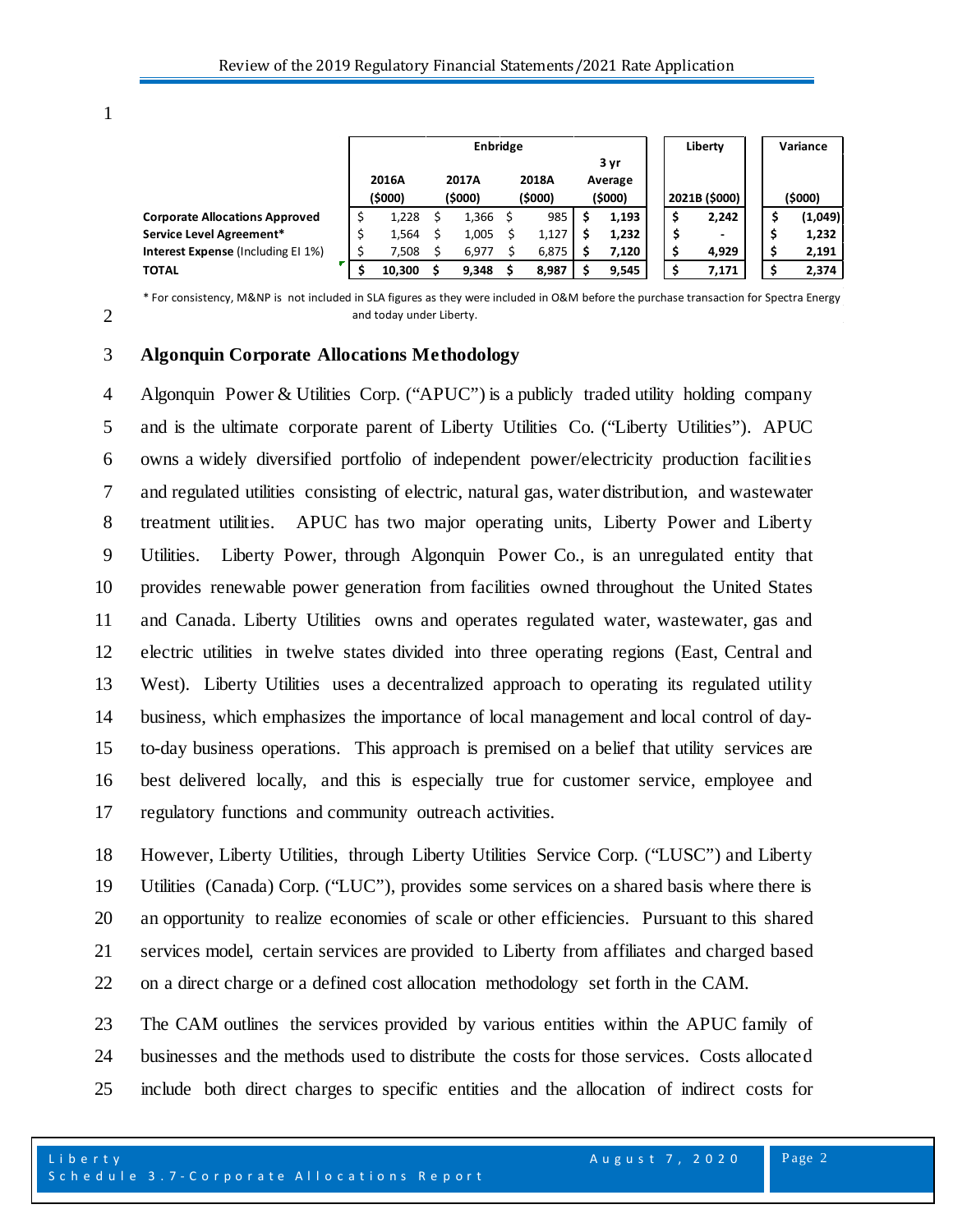| | Enbridge | | | | Liberty | Variance |
|---|---|---|---|---|---|---|
| | 2016A ($000) | 2017A ($000) | 2018A ($000) | 3 yr Average ($000) | 2021B ($000) | ($000) |
| **Corporate Allocations Approved** | $ 1,228 | $ 1,366 | $ 985 | **$ 1,193** | **$ 2,242** | **$ (1,049)** |
| **Service Level Agreement*** | $ 1,564 | $ 1,005 | $ 1,127 | **$ 1,232** | **$ -** | **$ 1,232** |
| **Interest Expense** (Including EI 1%) | $ 7,508 | $ 6,977 | $ 6,875 | **$ 7,120** | **$ 4,929** | **$ 2,191** |
| **TOTAL** | **$ 10,300** | **$ 9,348** | **$ 8,987** | **$ 9,545** | **$ 7,171** | **$ 2,374** |

* For consistency, M&NP is not included in SLA figures as they were included in O&M before the purchase transaction for Spectra Energy and today under Liberty.

### Algonquin Corporate Allocations Methodology

Algonquin Power & Utilities Corp. ("APUC") is a publicly traded utility holding company and is the ultimate corporate parent of Liberty Utilities Co. ("Liberty Utilities"). APUC owns a widely diversified portfolio of independent power/electricity production facilities and regulated utilities consisting of electric, natural gas, water distribution, and wastewater treatment utilities. APUC has two major operating units, Liberty Power and Liberty Utilities. Liberty Power, through Algonquin Power Co., is an unregulated entity that provides renewable power generation from facilities owned throughout the United States and Canada. Liberty Utilities owns and operates regulated water, wastewater, gas and electric utilities in twelve states divided into three operating regions (East, Central and West). Liberty Utilities uses a decentralized approach to operating its regulated utility business, which emphasizes the importance of local management and local control of day-to-day business operations. This approach is premised on a belief that utility services are best delivered locally, and this is especially true for customer service, employee and regulatory functions and community outreach activities.

However, Liberty Utilities, through Liberty Utilities Service Corp. ("LUSC") and Liberty Utilities (Canada) Corp. ("LUC"), provides some services on a shared basis where there is an opportunity to realize economies of scale or other efficiencies. Pursuant to this shared services model, certain services are provided to Liberty from affiliates and charged based on a direct charge or a defined cost allocation methodology set forth in the CAM.

The CAM outlines the services provided by various entities within the APUC family of businesses and the methods used to distribute the costs for those services. Costs allocated include both direct charges to specific entities and the allocation of indirect costs for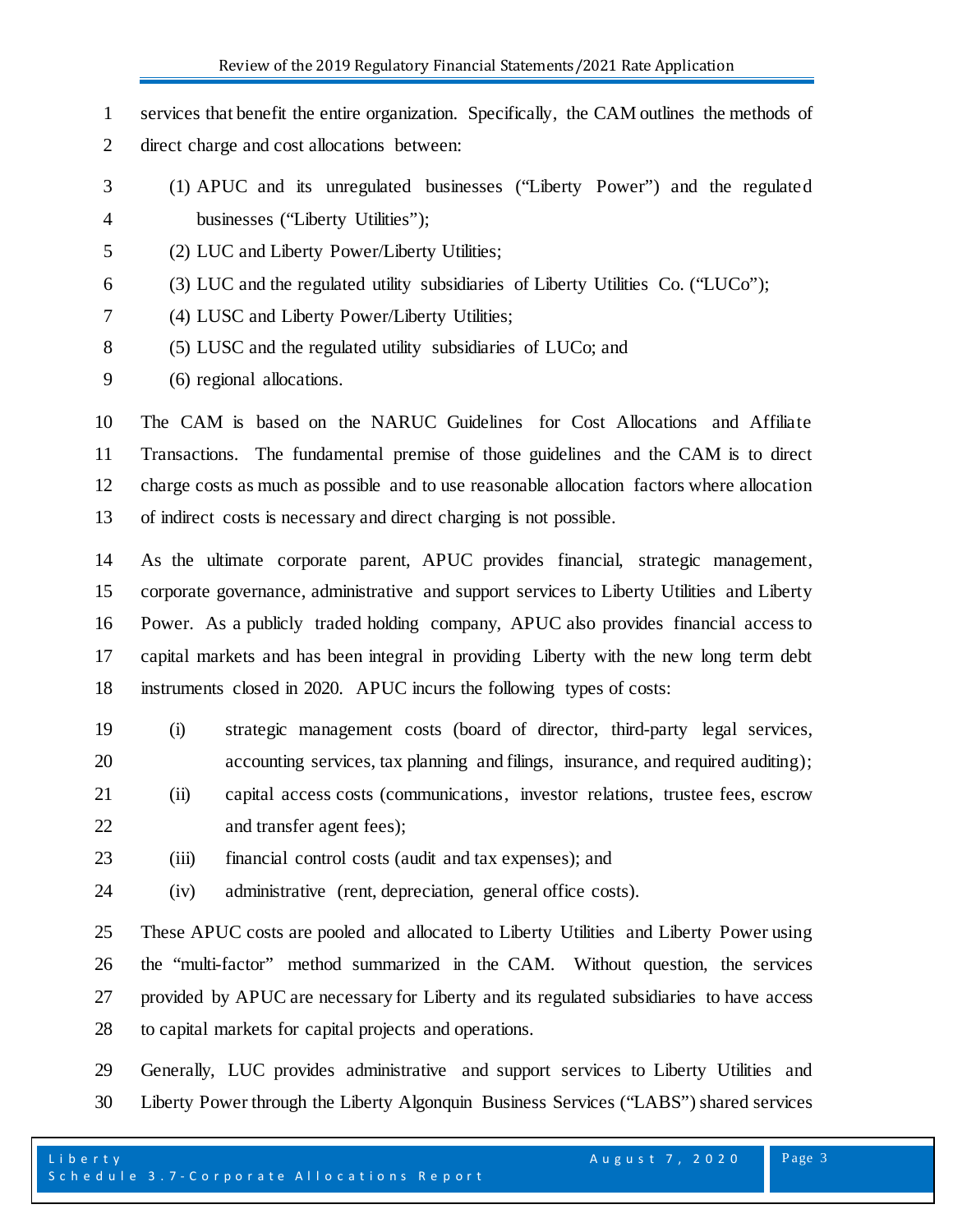services that benefit the entire organization. Specifically, the CAM outlines the methods of direct charge and cost allocations between:

(1) APUC and its unregulated businesses ("Liberty Power") and the regulated businesses ("Liberty Utilities");

(2) LUC and Liberty Power/Liberty Utilities;

(3) LUC and the regulated utility subsidiaries of Liberty Utilities Co. ("LUCo");

(4) LUSC and Liberty Power/Liberty Utilities;

(5) LUSC and the regulated utility subsidiaries of LUCo; and

(6) regional allocations.

The CAM is based on the NARUC Guidelines for Cost Allocations and Affiliate Transactions. The fundamental premise of those guidelines and the CAM is to direct charge costs as much as possible and to use reasonable allocation factors where allocation of indirect costs is necessary and direct charging is not possible.

As the ultimate corporate parent, APUC provides financial, strategic management, corporate governance, administrative and support services to Liberty Utilities and Liberty Power. As a publicly traded holding company, APUC also provides financial access to capital markets and has been integral in providing Liberty with the new long term debt instruments closed in 2020. APUC incurs the following types of costs:

(i) strategic management costs (board of director, third-party legal services, accounting services, tax planning and filings, insurance, and required auditing);

(ii) capital access costs (communications, investor relations, trustee fees, escrow and transfer agent fees);

(iii) financial control costs (audit and tax expenses); and

(iv) administrative (rent, depreciation, general office costs).

These APUC costs are pooled and allocated to Liberty Utilities and Liberty Power using the "multi-factor" method summarized in the CAM. Without question, the services provided by APUC are necessary for Liberty and its regulated subsidiaries to have access to capital markets for capital projects and operations.

Generally, LUC provides administrative and support services to Liberty Utilities and Liberty Power through the Liberty Algonquin Business Services ("LABS") shared services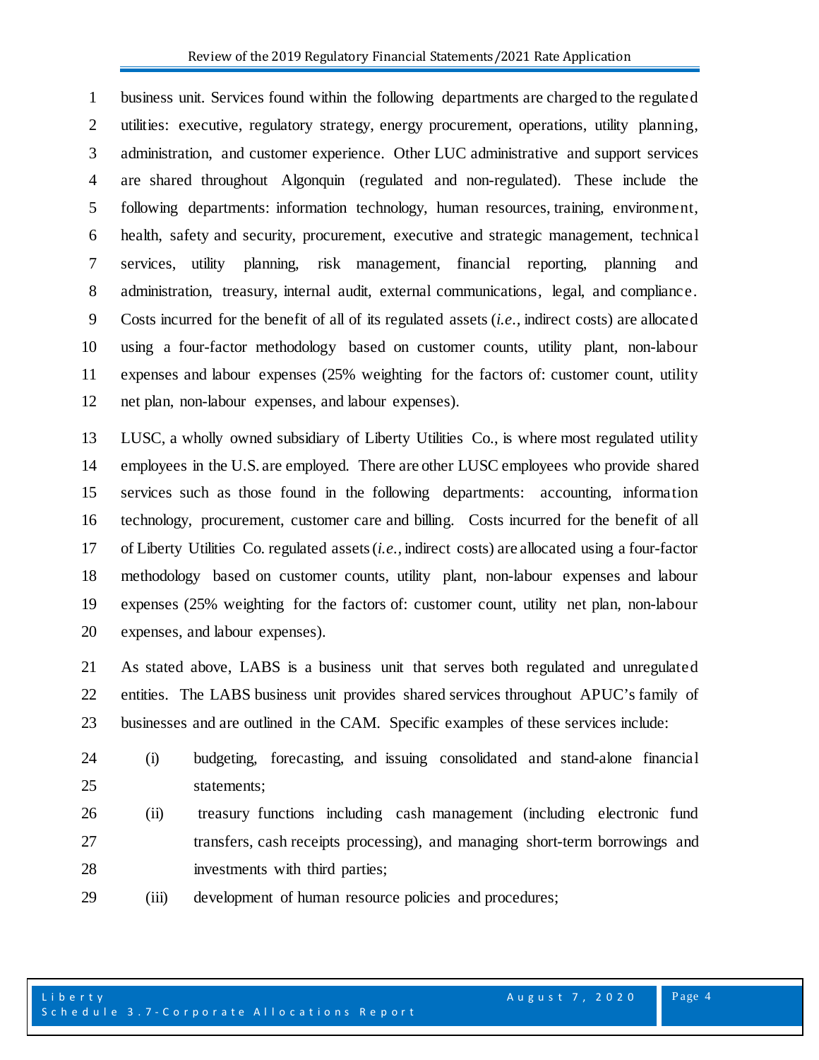business unit. Services found within the following departments are charged to the regulated utilities: executive, regulatory strategy, energy procurement, operations, utility planning, administration, and customer experience. Other LUC administrative and support services are shared throughout Algonquin (regulated and non-regulated). These include the following departments: information technology, human resources, training, environment, health, safety and security, procurement, executive and strategic management, technical services, utility planning, risk management, financial reporting, planning and administration, treasury, internal audit, external communications, legal, and compliance. Costs incurred for the benefit of all of its regulated assets (*i.e.*, indirect costs) are allocated using a four-factor methodology based on customer counts, utility plant, non-labour expenses and labour expenses (25% weighting for the factors of: customer count, utility net plan, non-labour expenses, and labour expenses).

LUSC, a wholly owned subsidiary of Liberty Utilities Co., is where most regulated utility employees in the U.S. are employed. There are other LUSC employees who provide shared services such as those found in the following departments: accounting, information technology, procurement, customer care and billing. Costs incurred for the benefit of all of Liberty Utilities Co. regulated assets (*i.e.*, indirect costs) are allocated using a four-factor methodology based on customer counts, utility plant, non-labour expenses and labour expenses (25% weighting for the factors of: customer count, utility net plan, non-labour expenses, and labour expenses).

As stated above, LABS is a business unit that serves both regulated and unregulated entities. The LABS business unit provides shared services throughout APUC's family of businesses and are outlined in the CAM. Specific examples of these services include:

(i) budgeting, forecasting, and issuing consolidated and stand-alone financial statements;

(ii) treasury functions including cash management (including electronic fund transfers, cash receipts processing), and managing short-term borrowings and investments with third parties;

(iii) development of human resource policies and procedures;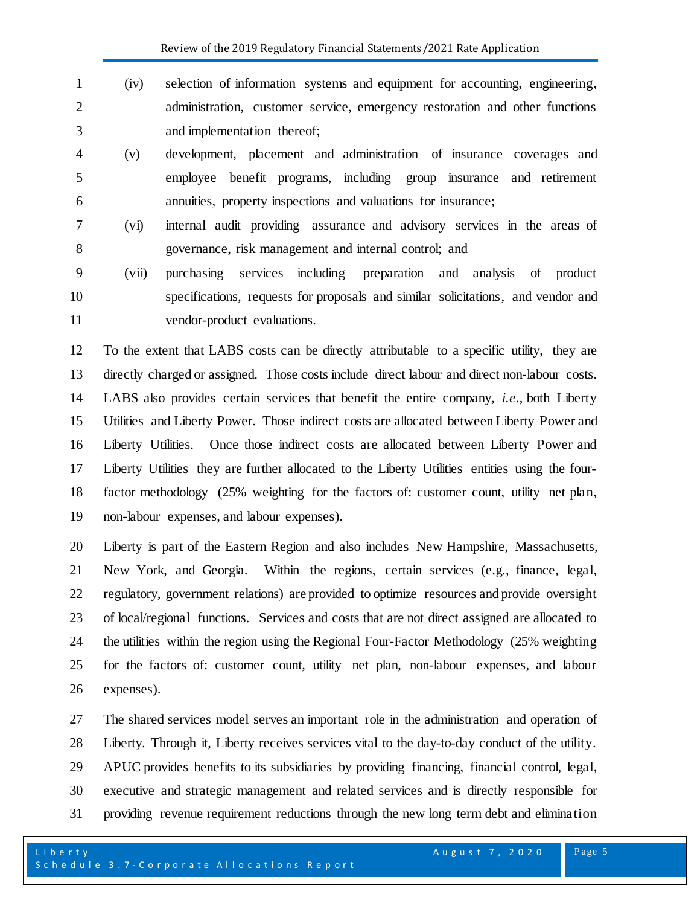(iv) selection of information systems and equipment for accounting, engineering, administration, customer service, emergency restoration and other functions and implementation thereof;

(v) development, placement and administration of insurance coverages and employee benefit programs, including group insurance and retirement annuities, property inspections and valuations for insurance;

(vi) internal audit providing assurance and advisory services in the areas of governance, risk management and internal control; and

(vii) purchasing services including preparation and analysis of product specifications, requests for proposals and similar solicitations, and vendor and vendor-product evaluations.

To the extent that LABS costs can be directly attributable to a specific utility, they are directly charged or assigned. Those costs include direct labour and direct non-labour costs. LABS also provides certain services that benefit the entire company, *i.e*., both Liberty Utilities and Liberty Power. Those indirect costs are allocated between Liberty Power and Liberty Utilities. Once those indirect costs are allocated between Liberty Power and Liberty Utilities they are further allocated to the Liberty Utilities entities using the four-factor methodology (25% weighting for the factors of: customer count, utility net plan, non-labour expenses, and labour expenses).

Liberty is part of the Eastern Region and also includes New Hampshire, Massachusetts, New York, and Georgia. Within the regions, certain services (e.g., finance, legal, regulatory, government relations) are provided to optimize resources and provide oversight of local/regional functions. Services and costs that are not direct assigned are allocated to the utilities within the region using the Regional Four-Factor Methodology (25% weighting for the factors of: customer count, utility net plan, non-labour expenses, and labour expenses).

The shared services model serves an important role in the administration and operation of Liberty. Through it, Liberty receives services vital to the day-to-day conduct of the utility. APUC provides benefits to its subsidiaries by providing financing, financial control, legal, executive and strategic management and related services and is directly responsible for providing revenue requirement reductions through the new long term debt and elimination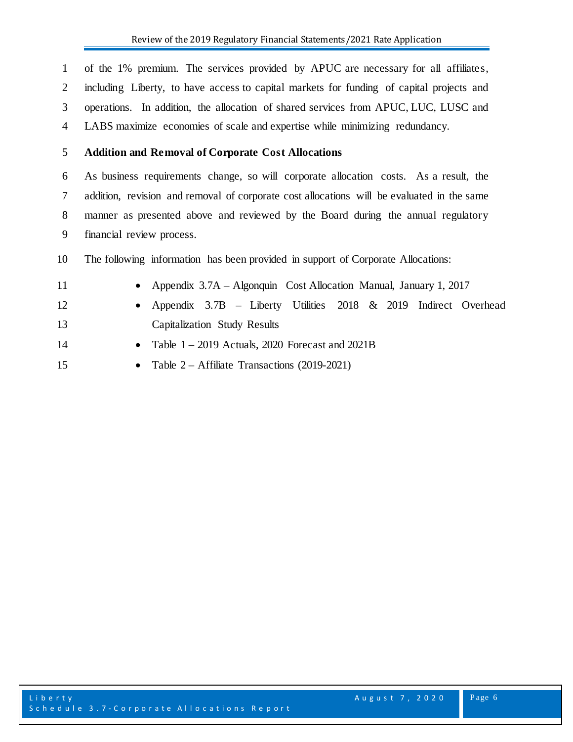of the 1% premium. The services provided by APUC are necessary for all affiliates, including Liberty, to have access to capital markets for funding of capital projects and operations. In addition, the allocation of shared services from APUC, LUC, LUSC and LABS maximize economies of scale and expertise while minimizing redundancy.

**Addition and Removal of Corporate Cost Allocations**

As business requirements change, so will corporate allocation costs. As a result, the addition, revision and removal of corporate cost allocations will be evaluated in the same manner as presented above and reviewed by the Board during the annual regulatory financial review process.

The following information has been provided in support of Corporate Allocations:

- Appendix 3.7A – Algonquin Cost Allocation Manual, January 1, 2017
- Appendix 3.7B – Liberty Utilities 2018 & 2019 Indirect Overhead Capitalization Study Results
- Table 1 – 2019 Actuals, 2020 Forecast and 2021B
- Table 2 – Affiliate Transactions (2019-2021)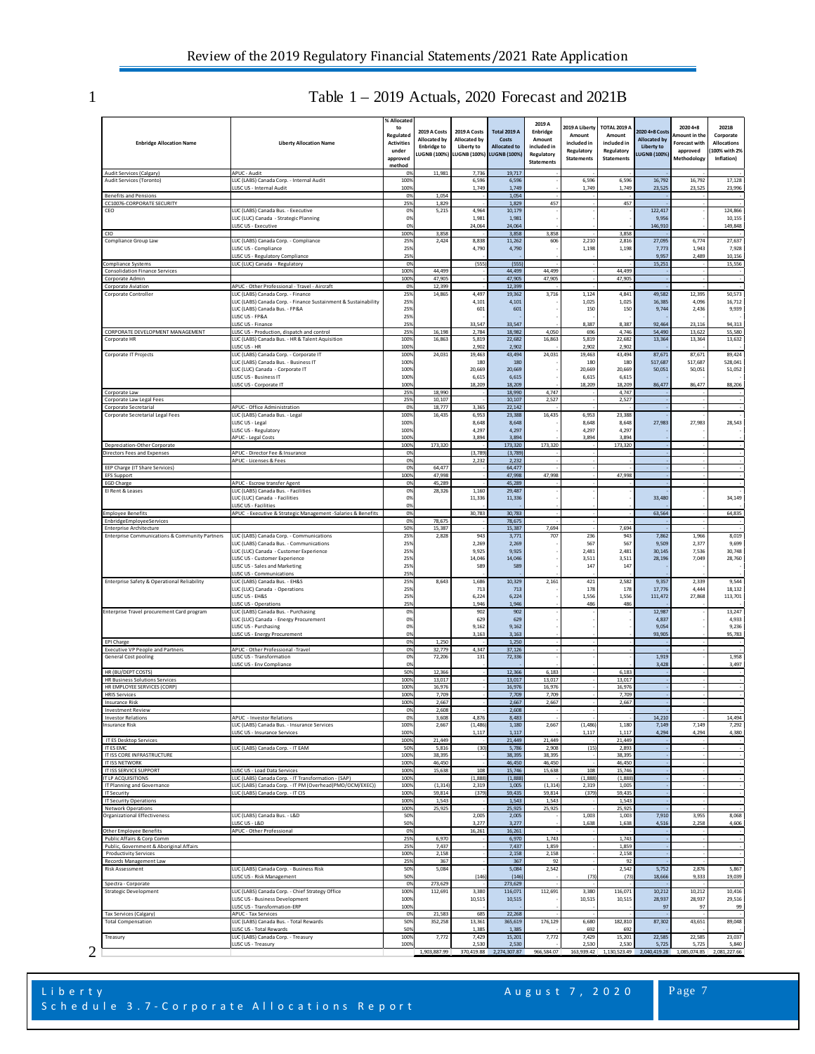Table 1 – 2019 Actuals, 2020 Forecast and 2021B

| Enbridge Allocation Name | Liberty Allocation Name | % Allocated to Regulated Activities under approved method | 2019 A Costs Allocated by Enbridge to LUGNB (100%) | 2019 A Costs Allocated by Liberty to LUGNB (100%) | Total 2019 A Costs Allocated to LUGNB (100%) | 2019 A Enbridge Amount included in Regulatory Statements | 2019 A Liberty Amount included in Regulatory Statements | TOTAL 2019 A Amount included in Regulatory Statements | 2020 4+8 Costs Allocated by Liberty to LUGNB (100%) | 2020 4+8 Amount in the Forecast with approved Methodology | 2021B Corporate Allocations (100% with 2% Inflation) |
|---|---|---|---|---|---|---|---|---|---|---|---|
| Audit Services (Calgary) | APUC - Audit | 0% | 11,981 | 7,736 | 19,717 | - | - | - | - | - | - |
| Audit Services (Toronto) | LUC (LABS) Canada Corp. - Internal Audit | 100% | | 6,596 | 6,596 | - | 6,596 | 6,596 | 16,792 | 16,792 | 17,128 |
| | LUSC US - Internal Audit | 100% | | 1,749 | 1,749 | - | 1,749 | 1,749 | 23,525 | 23,525 | 23,996 |
| Benefits and Pensions | | 0% | 1,054 | - | 1,054 | - | | - | - | - | - |
| CC10076-CORPORATE SECURITY | | 25% | 1,829 | - | 1,829 | 457 | - | 457 | - | - | - |
| CEO | LUC (LABS) Canada Bus. - Executive | 0% | 5,215 | 4,964 | 10,179 | - | - | - | 122,417 | - | 124,866 |
| | LUC (LUC) Canada - Strategic Planning | 0% | | 1,981 | 1,981 | - | - | - | 9,956 | - | 10,155 |
| | LUSC US - Executive | 0% | | 24,064 | 24,064 | - | - | - | 146,910 | - | 149,848 |
| CIO | | 100% | 3,858 | - | 3,858 | 3,858 | - | 3,858 | - | - | - |
| Compliance Group Law | LUC (LABS) Canada Corp. - Compliance | 25% | 2,424 | 8,838 | 11,262 | 606 | 2,210 | 2,816 | 27,095 | 6,774 | 27,637 |
| | LUSC US - Compliance | 25% | | 4,790 | 4,790 | - | 1,198 | 1,198 | 7,773 | 1,943 | 7,928 |
| | LUSC US - Regulatory Compliance | 25% | | | - | - | - | - | 9,957 | 2,489 | 10,156 |
| Compliance Systems | LUC (LUC) Canada - Regulatory | 0% | | (555) | (555) | - | - | - | 15,251 | - | 15,556 |
| Consolidation Finance Services | | 100% | 44,499 | - | 44,499 | 44,499 | - | 44,499 | - | - | - |
| Corporate Admin | | 100% | 47,905 | - | 47,905 | 47,905 | - | 47,905 | - | - | - |
| Corporate Aviation | APUC - Other Professional - Travel - Aircraft | 0% | 12,399 | - | 12,399 | - | - | - | - | - | - |
| Corporate Controller | LUC (LABS) Canada Corp. - Finance | 25% | 14,865 | 4,497 | 19,362 | 3,716 | 1,124 | 4,841 | 49,582 | 12,395 | 50,573 |
| | LUC (LABS) Canada Corp. - Finance Sustainment & Sustainability | 25% | | 4,101 | 4,101 | - | 1,025 | 1,025 | 16,385 | 4,096 | 16,712 |
| | LUC (LABS) Canada Bus. - FP&A | 25% | | 601 | 601 | - | 150 | 150 | 9,744 | 2,436 | 9,939 |
| | LUSC US - FP&A | 25% | | | - | - | - | - | - | - | - |
| | LUSC US - Finance | 25% | | 33,547 | 33,547 | - | 8,387 | 8,387 | 92,464 | 23,116 | 94,313 |
| CORPORATE DEVELOPMENT MANAGEMENT | LUSC US - Production, dispatch and control | 25% | 16,198 | 2,784 | 18,982 | 4,050 | 696 | 4,746 | 54,490 | 13,622 | 55,580 |
| Corporate HR | LUC (LABS) Canada Bus. - HR & Talent Aquisition | 100% | 16,863 | 5,819 | 22,682 | 16,863 | 5,819 | 22,682 | 13,364 | 13,364 | 13,632 |
| | LUSC US - HR | 100% | | 2,902 | 2,902 | - | 2,902 | 2,902 | - | - | - |
| Corporate IT Projects | LUC (LABS) Canada Corp. - Corporate IT | 100% | 24,031 | 19,463 | 43,494 | 24,031 | 19,463 | 43,494 | 87,671 | 87,671 | 89,424 |
| | LUC (LABS) Canada Bus. - Business IT | 100% | | 180 | 180 | - | 180 | 180 | 517,687 | 517,687 | 528,041 |
| | LUC (LUC) Canada - Corporate IT | 100% | | 20,669 | 20,669 | - | 20,669 | 20,669 | 50,051 | 50,051 | 51,052 |
| | LUSC US - Business IT | 100% | | 6,615 | 6,615 | - | 6,615 | 6,615 | - | - | - |
| | LUSC US - Corporate IT | 100% | | 18,209 | 18,209 | - | 18,209 | 18,209 | 86,477 | 86,477 | 88,206 |
| Corporate Law | | 25% | 18,990 | - | 18,990 | 4,747 | - | 4,747 | - | - | - |
| Corporate Law Legal Fees | | 25% | 10,107 | - | 10,107 | 2,527 | - | 2,527 | - | - | - |
| Corporate Secretarial | APUC - Office Administration | 0% | 18,777 | 3,365 | 22,142 | - | - | - | - | - | - |
| Corporate Secretarial Legal Fees | LUC (LABS) Canada Bus. - Legal | 100% | 16,435 | 6,953 | 23,388 | 16,435 | 6,953 | 23,388 | 27,983 | 27,983 | 28,543 |
| | LUSC US - Legal | 100% | | 8,648 | 8,648 | - | 8,648 | 8,648 | - | - | - |
| | LUSC US - Regulatory | 100% | | 4,297 | 4,297 | - | 4,297 | 4,297 | - | - | - |
| | APUC - Legal Costs | 100% | | 3,894 | 3,894 | - | 3,894 | 3,894 | - | - | - |
| Depreciation-Other Corporate | | 100% | 173,320 | - | 173,320 | 173,320 | - | 173,320 | - | - | - |
| Directors Fees and Expenses | APUC - Director Fee & Insurance | 0% | | (3,789) | (3,789) | - | - | | - | - | - |
| | APUC - Licenses & Fees | 0% | | 2,232 | 2,232 | - | - | | - | - | - |
| EEP Charge (IT Share Services) | | 0% | 64,477 | | 64,477 | - | - | | - | - | - |
| EFS Support | | 100% | 47,998 | | 47,998 | 47,998 | - | 47,998 | - | - | - |
| EGD Charge | APUC - Escrow transfer Agent | 0% | 45,289 | - | 45,289 | - | - | - | - | - | - |
| EI Rent & Leases | LUC (LABS) Canada Bus. - Facilities | 0% | 28,326 | 1,160 | 29,487 | - | - | - | - | - | - |
| | LUC (LUC) Canada - Facilities | 0% | | 11,336 | 11,336 | - | - | - | 33,480 | - | 34,149 |
| | LUSC US - Facilities | 0% | | | - | - | - | - | - | - | - |
| Employee Benefits | APUC - Executive & Strategic Management -Salaries & Benefits | 0% | | 30,783 | 30,783 | - | - | - | 63,564 | - | 64,835 |
| EnbridgeEmployeeServices | | 0% | 78,675 | | 78,675 | - | - | - | - | - | - |
| Enterprise Architecture | | 50% | 15,387 | | 15,387 | 7,694 | - | 7,694 | - | - | - |
| Enterprise Communications & Community Partners | LUC (LABS) Canada Corp. - Communications | 25% | 2,828 | 943 | 3,771 | 707 | 236 | 943 | 7,862 | 1,966 | 8,019 |
| | LUC (LABS) Canada Bus. - Communications | 25% | | 2,269 | 2,269 | - | 567 | 567 | 9,509 | 2,377 | 9,699 |
| | LUC (LUC) Canada - Customer Experience | 25% | | 9,925 | 9,925 | - | 2,481 | 2,481 | 30,145 | 7,536 | 30,748 |
| | LUSC US - Customer Experience | 25% | | 14,046 | 14,046 | - | 3,511 | 3,511 | 28,196 | 7,049 | 28,760 |
| | LUSC US - Sales and Marketing | 25% | | 589 | 589 | - | 147 | 147 | - | - | - |
| | LUSC US - Communications | 25% | | | - | - | - | - | - | - | - |
| Enterprise Safety & Operational Reliability | LUC (LABS) Canada Bus. - EH&S | 25% | 8,643 | 1,686 | 10,329 | 2,161 | 421 | 2,582 | 9,357 | 2,339 | 9,544 |
| | LUC (LUC) Canada - Operations | 25% | | 713 | 713 | - | 178 | 178 | 17,776 | 4,444 | 18,132 |
| | LUSC US - EH&S | 25% | | 6,224 | 6,224 | - | 1,556 | 1,556 | 111,472 | 27,868 | 113,701 |
| | LUSC US - Operations | 25% | | 1,946 | 1,946 | - | 486 | 486 | - | - | - |
| Enterprise Travel procurement Card program | LUC (LABS) Canada Bus. - Purchasing | 0% | | 902 | 902 | - | - | - | 12,987 | - | 13,247 |
| | LUC (LUC) Canada - Energy Procurement | 0% | | 629 | 629 | - | - | - | 4,837 | - | 4,933 |
| | LUSC US - Purchasing | 0% | | 9,162 | 9,162 | - | - | - | 9,054 | - | 9,236 |
| | LUSC US - Energy Procurement | 0% | | 3,163 | 3,163 | - | - | - | 93,905 | - | 95,783 |
| EPI Charge | | 0% | 1,250 | | 1,250 | - | - | - | - | - | - |
| Executive VP People and Partners | APUC - Other Professional -Travel | 0% | 32,779 | 4,347 | 37,126 | - | - | - | - | - | - |
| General Cost pooling | LUSC US - Transformation | 0% | 72,206 | 131 | 72,336 | - | - | - | 1,919 | - | 1,958 |
| | LUSC US - Env Compliance | 0% | | | - | - | - | - | 3,428 | - | 3,497 |
| HR (BU/DEPT COSTS) | | 50% | 12,366 | | 12,366 | 6,183 | - | 6,183 | - | - | - |
| HR Business Solutions Services | | 100% | 13,017 | | 13,017 | 13,017 | - | 13,017 | - | - | - |
| HR EMPLOYEE SERVICES (CORP) | | 100% | 16,976 | | 16,976 | 16,976 | - | 16,976 | - | - | - |
| HRIS Services | | 100% | 7,709 | | 7,709 | 7,709 | - | 7,709 | - | - | - |
| Insurance Risk | | 100% | 2,667 | | 2,667 | 2,667 | - | 2,667 | - | - | - |
| Investment Review | | 0% | 2,608 | | 2,608 | - | - | - | - | - | - |
| Investor Relations | APUC - Investor Relations | 0% | 3,608 | 4,876 | 8,483 | - | - | - | 14,210 | - | 14,494 |
| Insurance Risk | LUC (LABS) Canada Bus. - Insurance Services | 100% | 2,667 | (1,486) | 1,180 | 2,667 | (1,486) | 1,180 | 7,149 | 7,149 | 7,292 |
| | LUSC US - Insurance Services | 100% | | 1,117 | 1,117 | - | 1,117 | 1,117 | 4,294 | 4,294 | 4,380 |
| IT ES Desktop Services | | 100% | 21,449 | | 21,449 | 21,449 | - | 21,449 | - | - | - |
| IT ES EMC | LUC (LABS) Canada Corp. - IT EAM | 50% | 5,816 | (30) | 5,786 | 2,908 | (15) | 2,893 | - | - | - |
| IT ISS CORE INFRASTRUCTURE | | 100% | 38,395 | | 38,395 | 38,395 | - | 38,395 | - | - | - |
| IT ISS NETWORK | | 100% | 46,450 | | 46,450 | 46,450 | - | 46,450 | - | - | - |
| IT ISS SERVICE SUPPORT | LUSC US - Load Data Services | 100% | 15,638 | 108 | 15,746 | 15,638 | 108 | 15,746 | - | - | - |
| IT LP ACQUISITIONS | LUC (LABS) Canada Corp. - IT Transformation - (SAP) | 100% | | (1,888) | (1,888) | - | (1,888) | (1,888) | - | - | - |
| IT Planning and Governance | LUC (LABS) Canada Corp. - IT PM (Overhead(PMO/OCM/EXEC)) | 100% | (1,314) | 2,319 | 1,005 | (1,314) | 2,319 | 1,005 | - | - | - |
| IT Security | LUC (LABS) Canada Corp. - IT CIS | 100% | 59,814 | (379) | 59,435 | 59,814 | (379) | 59,435 | - | - | - |
| IT Security Operations | | 100% | 1,543 | | 1,543 | 1,543 | - | 1,543 | - | - | - |
| Network Operations | | 100% | 25,925 | | 25,925 | 25,925 | - | 25,925 | - | - | - |
| Organizational Effectiveness | LUC (LABS) Canada Bus. - L&D | 50% | | 2,005 | 2,005 | - | 1,003 | 1,003 | 7,910 | 3,955 | 8,068 |
| | LUSC US - L&D | 50% | | 3,277 | 3,277 | - | 1,638 | 1,638 | 4,516 | 2,258 | 4,606 |
| Other Employee Benefits | APUC - Other Professional | 0% | | 16,261 | 16,261 | - | - | - | - | - | - |
| Public Affairs & Corp Comm | | 25% | 6,970 | | 6,970 | 1,743 | - | 1,743 | - | - | - |
| Public, Government & Aboriginal Affairs | | 25% | 7,437 | | 7,437 | 1,859 | - | 1,859 | - | - | - |
| Productivity Services | | 100% | 2,158 | | 2,158 | 2,158 | - | 2,158 | - | - | - |
| Records Management Law | | 25% | 367 | | 367 | 92 | - | 92 | - | - | - |
| Risk Assessment | LUC (LABS) Canada Corp. - Business Risk | 50% | 5,084 | | 5,084 | 2,542 | - | 2,542 | 5,752 | 2,876 | 5,867 |
| | LUSC US - Risk Management | 50% | | (146) | (146) | - | (73) | (73) | 18,666 | 9,333 | 19,039 |
| Spectra - Corporate | | 0% | 273,629 | | 273,629 | - | - | - | - | - | - |
| Strategic Development | LUC (LABS) Canada Corp. - Chief Strategy Office | 100% | 112,691 | 3,380 | 116,071 | 112,691 | 3,380 | 116,071 | 10,212 | 10,212 | 10,416 |
| | LUSC US - Business Development | 100% | | 10,515 | 10,515 | - | 10,515 | 10,515 | 28,937 | 28,937 | 29,516 |
| | LUSC US - Transformation-ERP | 100% | | | - | - | - | - | 97 | 97 | 99 |
| Tax Services (Calgary) | APUC - Tax Services | 0% | 21,583 | 685 | 22,268 | - | - | - | - | - | - |
| Total Compensation | LUC (LABS) Canada Bus. - Total Rewards | 50% | 352,258 | 13,361 | 365,619 | 176,129 | 6,680 | 182,810 | 87,302 | 43,651 | 89,048 |
| | LUSC US - Total Rewards | 50% | | 1,385 | 1,385 | - | 692 | 692 | - | - | - |
| Treasury | LUC (LABS) Canada Corp. - Treasury | 100% | 7,772 | 7,429 | 15,201 | 7,772 | 7,429 | 15,201 | 22,585 | 22,585 | 23,037 |
| | LUSC US - Treasury | 100% | | 2,530 | 2,530 | - | 2,530 | 2,530 | 5,725 | 5,725 | 5,840 |
| | | | 1,903,887.99 | 370,419.88 | 2,274,307.87 | 966,584.07 | 163,939.42 | 1,130,523.49 | 2,040,419.28 | 1,085,074.85 | 2,081,227.66 |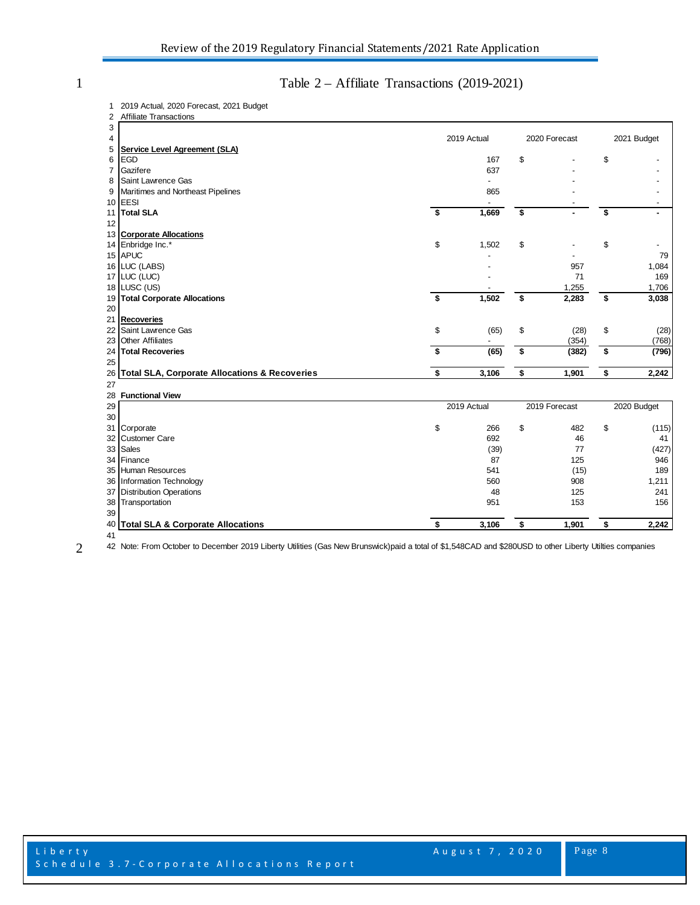# Table 2 – Affiliate Transactions (2019-2021)

2019 Actual, 2020 Forecast, 2021 Budget
Affiliate Transactions

| | 2019 Actual | 2020 Forecast | 2021 Budget |
|---|---|---|---|
| **Service Level Agreement (SLA)** | | | |
| EGD | 167 | $ - | $ - |
| Gazifere | 637 | - | - |
| Saint Lawrence Gas | - | - | - |
| Maritimes and Northeast Pipelines | 865 | - | - |
| EESI | - | - | - |
| **Total SLA** | **$ 1,669** | **$ -** | **$ -** |
| | | | |
| **Corporate Allocations** | | | |
| Enbridge Inc.* | $ 1,502 | $ - | $ - |
| APUC | - | - | 79 |
| LUC (LABS) | - | 957 | 1,084 |
| LUC (LUC) | - | 71 | 169 |
| LUSC (US) | - | 1,255 | 1,706 |
| **Total Corporate Allocations** | **$ 1,502** | **$ 2,283** | **$ 3,038** |
| | | | |
| **Recoveries** | | | |
| Saint Lawrence Gas | $ (65) | $ (28) | $ (28) |
| Other Affiliates | - | (354) | (768) |
| **Total Recoveries** | **$ (65)** | **$ (382)** | **$ (796)** |
| | | | |
| **Total SLA, Corporate Allocations & Recoveries** | **$ 3,106** | **$ 1,901** | **$ 2,242** |

**Functional View**

| | 2019 Actual | 2019 Forecast | 2020 Budget |
|---|---|---|---|
| Corporate | $ 266 | $ 482 | $ (115) |
| Customer Care | 692 | 46 | 41 |
| Sales | (39) | 77 | (427) |
| Finance | 87 | 125 | 946 |
| Human Resources | 541 | (15) | 189 |
| Information Technology | 560 | 908 | 1,211 |
| Distribution Operations | 48 | 125 | 241 |
| Transportation | 951 | 153 | 156 |
| | | | |
| **Total SLA & Corporate Allocations** | **$ 3,106** | **$ 1,901** | **$ 2,242** |

Note: From October to December 2019 Liberty Utilities (Gas New Brunswick)paid a total of $1,548CAD and $280USD to other Liberty Utilties companies